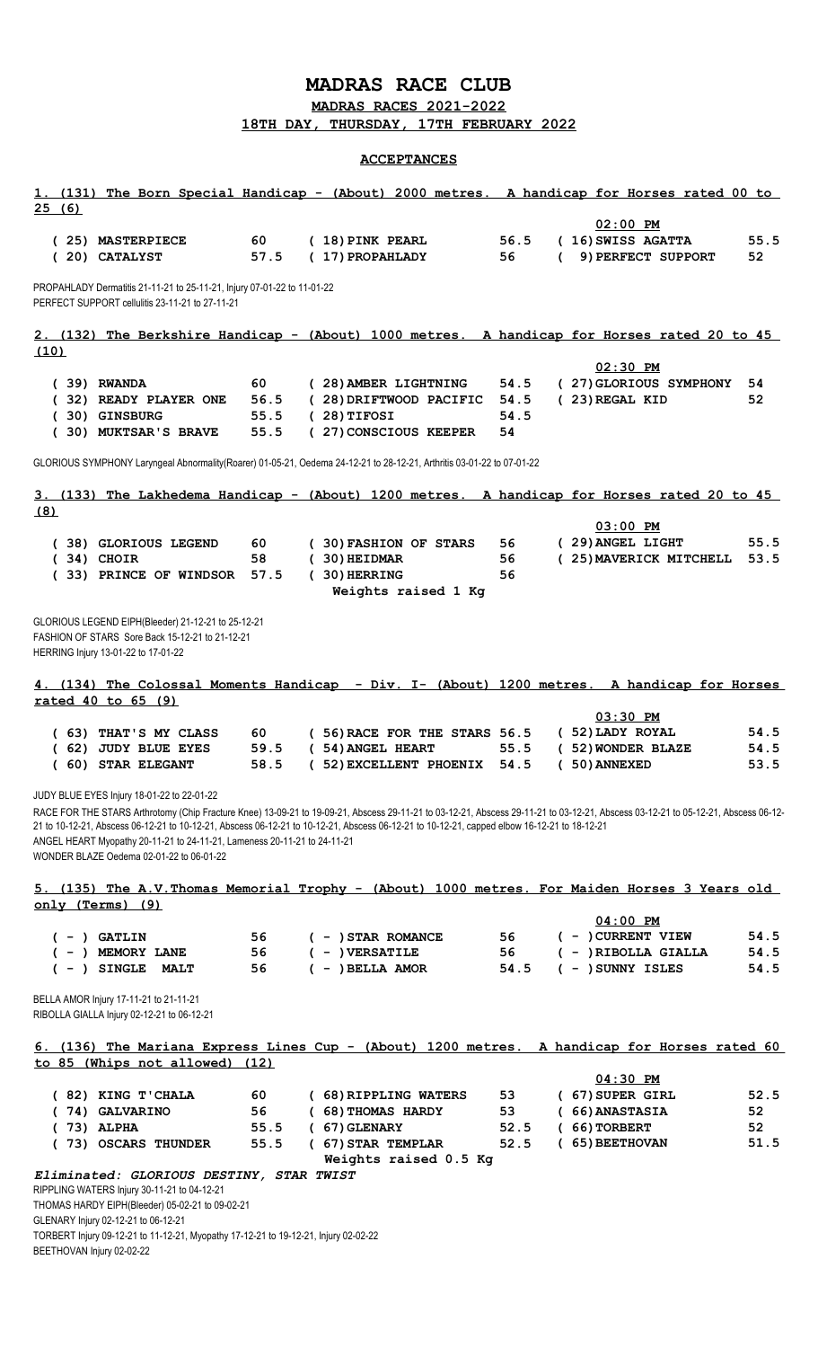# MADRAS RACE CLUB

## MADRAS RACES 2021-2022

## 18TH DAY, THURSDAY, 17TH FEBRUARY 2022

### ACCEPTANCES

**1. (131) The Born Special Handicap - (About) 2000 metres. A handicap for Horses rated 00 to 25 (6)**

**02:00 PM**

| | | | | | |
|---|---|---|---|---|---|
| ( 25) MASTERPIECE | 60 | ( 18) PINK PEARL | 56.5 | ( 16) SWISS AGATTA | 55.5 |
| ( 20) CATALYST | 57.5 | ( 17) PROPAHLADY | 56 | ( 9) PERFECT SUPPORT | 52 |

PROPAHLADY Dermatitis 21-11-21 to 25-11-21, Injury 07-01-22 to 11-01-22
PERFECT SUPPORT cellulitis 23-11-21 to 27-11-21

**2. (132) The Berkshire Handicap - (About) 1000 metres. A handicap for Horses rated 20 to 45 (10)**

**02:30 PM**

| | | | | | |
|---|---|---|---|---|---|
| ( 39) RWANDA | 60 | ( 28) AMBER LIGHTNING | 54.5 | ( 27) GLORIOUS SYMPHONY | 54 |
| ( 32) READY PLAYER ONE | 56.5 | ( 28) DRIFTWOOD PACIFIC | 54.5 | ( 23) REGAL KID | 52 |
| ( 30) GINSBURG | 55.5 | ( 28) TIFOSI | 54.5 | | |
| ( 30) MUKTSAR'S BRAVE | 55.5 | ( 27) CONSCIOUS KEEPER | 54 | | |

GLORIOUS SYMPHONY Laryngeal Abnormality(Roarer) 01-05-21, Oedema 24-12-21 to 28-12-21, Arthritis 03-01-22 to 07-01-22

**3. (133) The Lakhedema Handicap - (About) 1200 metres. A handicap for Horses rated 20 to 45 (8)**

**03:00 PM**

| | | | | | |
|---|---|---|---|---|---|
| ( 38) GLORIOUS LEGEND | 60 | ( 30) FASHION OF STARS | 56 | ( 29) ANGEL LIGHT | 55.5 |
| ( 34) CHOIR | 58 | ( 30) HEIDMAR | 56 | ( 25) MAVERICK MITCHELL | 53.5 |
| ( 33) PRINCE OF WINDSOR | 57.5 | ( 30) HERRING | 56 | | |

**Weights raised 1 Kg**

GLORIOUS LEGEND EIPH(Bleeder) 21-12-21 to 25-12-21
FASHION OF STARS Sore Back 15-12-21 to 21-12-21
HERRING Injury 13-01-22 to 17-01-22

**4. (134) The Colossal Moments Handicap - Div. I- (About) 1200 metres. A handicap for Horses rated 40 to 65 (9)**

**03:30 PM**

| | | | | | |
|---|---|---|---|---|---|
| ( 63) THAT'S MY CLASS | 60 | ( 56) RACE FOR THE STARS | 56.5 | ( 52) LADY ROYAL | 54.5 |
| ( 62) JUDY BLUE EYES | 59.5 | ( 54) ANGEL HEART | 55.5 | ( 52) WONDER BLAZE | 54.5 |
| ( 60) STAR ELEGANT | 58.5 | ( 52) EXCELLENT PHOENIX | 54.5 | ( 50) ANNEXED | 53.5 |

JUDY BLUE EYES Injury 18-01-22 to 22-01-22
RACE FOR THE STARS Arthrotomy (Chip Fracture Knee) 13-09-21 to 19-09-21, Abscess 29-11-21 to 03-12-21, Abscess 29-11-21 to 03-12-21, Abscess 03-12-21 to 05-12-21, Abscess 06-12-21 to 10-12-21, Abscess 06-12-21 to 10-12-21, Abscess 06-12-21 to 10-12-21, Abscess 06-12-21 to 10-12-21, capped elbow 16-12-21 to 18-12-21
ANGEL HEART Myopathy 20-11-21 to 24-11-21, Lameness 20-11-21 to 24-11-21
WONDER BLAZE Oedema 02-01-22 to 06-01-22

**5. (135) The A.V.Thomas Memorial Trophy - (About) 1000 metres. For Maiden Horses 3 Years old only (Terms) (9)**

**04:00 PM**

| | | | | | |
|---|---|---|---|---|---|
| ( - ) GATLIN | 56 | ( - ) STAR ROMANCE | 56 | ( - ) CURRENT VIEW | 54.5 |
| ( - ) MEMORY LANE | 56 | ( - ) VERSATILE | 56 | ( - ) RIBOLLA GIALLA | 54.5 |
| ( - ) SINGLE MALT | 56 | ( - ) BELLA AMOR | 54.5 | ( - ) SUNNY ISLES | 54.5 |

BELLA AMOR Injury 17-11-21 to 21-11-21
RIBOLLA GIALLA Injury 02-12-21 to 06-12-21

**6. (136) The Mariana Express Lines Cup - (About) 1200 metres. A handicap for Horses rated 60 to 85 (Whips not allowed) (12)**

**04:30 PM**

| | | | | | |
|---|---|---|---|---|---|
| ( 82) KING T'CHALA | 60 | ( 68) RIPPLING WATERS | 53 | ( 67) SUPER GIRL | 52.5 |
| ( 74) GALVARINO | 56 | ( 68) THOMAS HARDY | 53 | ( 66) ANASTASIA | 52 |
| ( 73) ALPHA | 55.5 | ( 67) GLENARY | 52.5 | ( 66) TORBERT | 52 |
| ( 73) OSCARS THUNDER | 55.5 | ( 67) STAR TEMPLAR | 52.5 | ( 65) BEETHOVAN | 51.5 |

**Weights raised 0.5 Kg**

***Eliminated: GLORIOUS DESTINY, STAR TWIST***

RIPPLING WATERS Injury 30-11-21 to 04-12-21
THOMAS HARDY EIPH(Bleeder) 05-02-21 to 09-02-21
GLENARY Injury 02-12-21 to 06-12-21
TORBERT Injury 09-12-21 to 11-12-21, Myopathy 17-12-21 to 19-12-21, Injury 02-02-22
BEETHOVAN Injury 02-02-22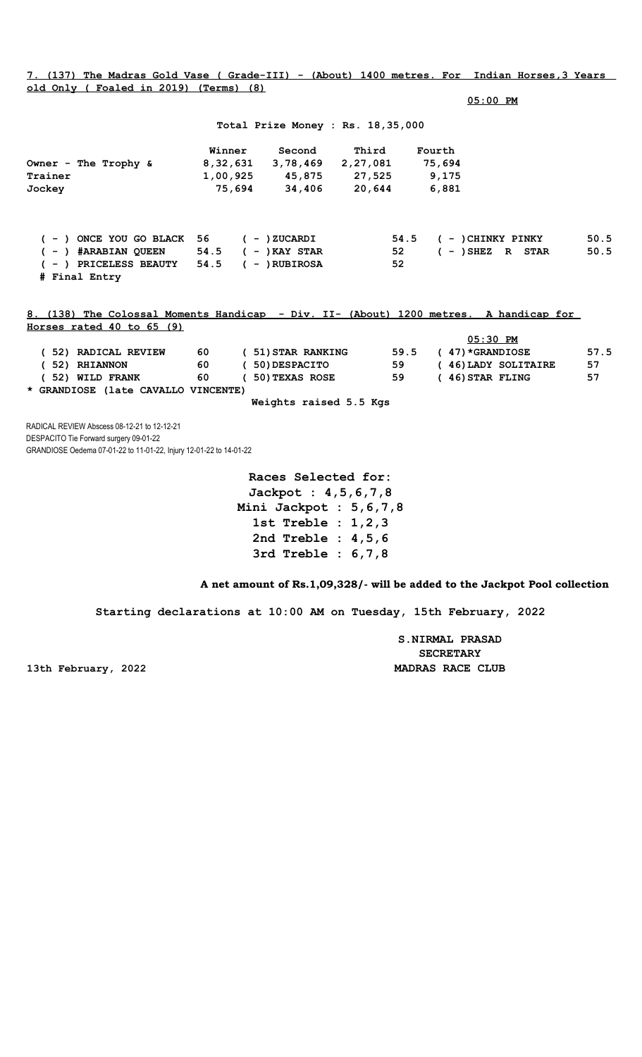**7. (137) The Madras Gold Vase ( Grade-III) - (About) 1400 metres. For Indian Horses,3 Years old Only ( Foaled in 2019) (Terms) (8)**

**05:00 PM**

**Total Prize Money : Rs. 18,35,000**

| | Winner | Second | Third | Fourth |
|---|---|---|---|---|
| Owner - The Trophy & | 8,32,631 | 3,78,469 | 2,27,081 | 75,694 |
| Trainer | 1,00,925 | 45,875 | 27,525 | 9,175 |
| Jockey | 75,694 | 34,406 | 20,644 | 6,881 |

| | | | | | |
|---|---|---|---|---|---|
| ( - ) ONCE YOU GO BLACK | 56 | ( - ) ZUCARDI | 54.5 | ( - ) CHINKY PINKY | 50.5 |
| ( - ) #ARABIAN QUEEN | 54.5 | ( - ) KAY STAR | 52 | ( - ) SHEZ R STAR | 50.5 |
| ( - ) PRICELESS BEAUTY | 54.5 | ( - ) RUBIROSA | 52 | | |

# Final Entry

**8. (138) The Colossal Moments Handicap - Div. II- (About) 1200 metres. A handicap for Horses rated 40 to 65 (9)**

**05:30 PM**

| | | | | | |
|---|---|---|---|---|---|
| ( 52) RADICAL REVIEW | 60 | ( 51) STAR RANKING | 59.5 | ( 47) *GRANDIOSE | 57.5 |
| ( 52) RHIANNON | 60 | ( 50) DESPACITO | 59 | ( 46) LADY SOLITAIRE | 57 |
| ( 52) WILD FRANK | 60 | ( 50) TEXAS ROSE | 59 | ( 46) STAR FLING | 57 |

* GRANDIOSE (late CAVALLO VINCENTE)

**Weights raised 5.5 Kgs**

RADICAL REVIEW Abscess 08-12-21 to 12-12-21
DESPACITO Tie Forward surgery 09-01-22
GRANDIOSE Oedema 07-01-22 to 11-01-22, Injury 12-01-22 to 14-01-22

**Races Selected for:**
**Jackpot : 4,5,6,7,8**
**Mini Jackpot : 5,6,7,8**
**1st Treble : 1,2,3**
**2nd Treble : 4,5,6**
**3rd Treble : 6,7,8**

**A net amount of Rs.1,09,328/- will be added to the Jackpot Pool collection**

**Starting declarations at 10:00 AM on Tuesday, 15th February, 2022**

**S.NIRMAL PRASAD**
**SECRETARY**
**MADRAS RACE CLUB**

**13th February, 2022**